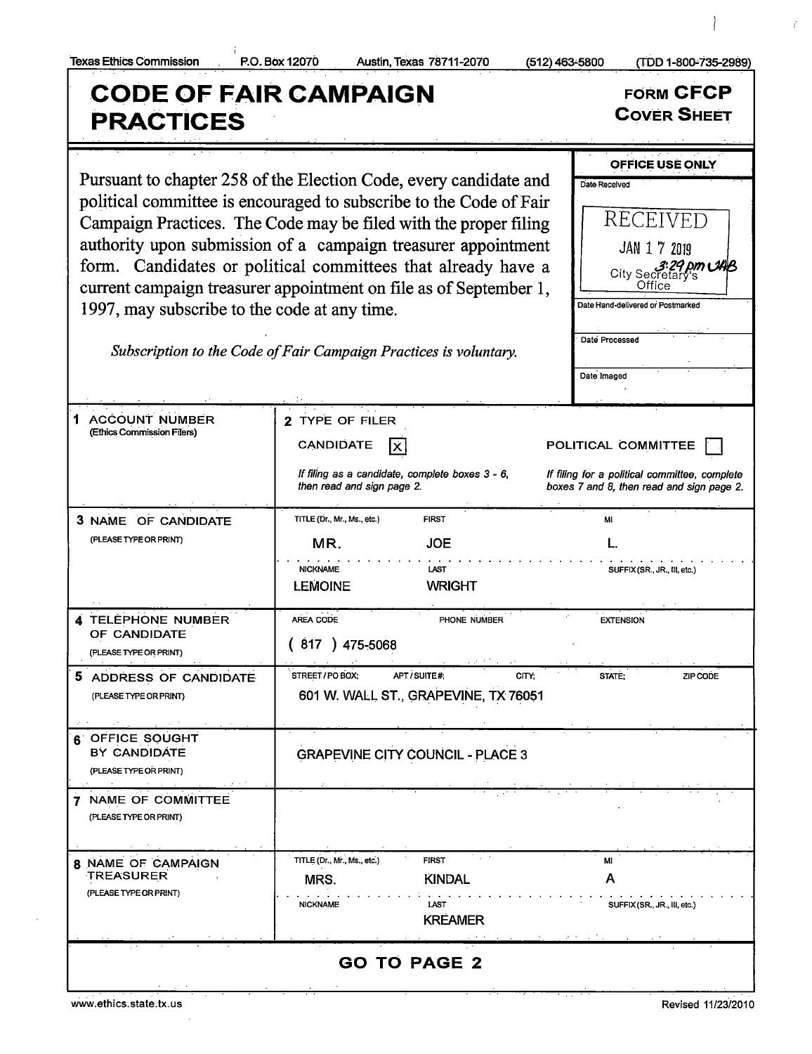Texas Ethics Commission P.O. Box 12070 Austin, Texas 78711-2070 (512) 463-5800 (TDD 1-800-735-2989)

# CODE OF FAIR CAMPAIGN PRACTICES

**FORM CFCP**
**COVER SHEET**

Pursuant to chapter 258 of the Election Code, every candidate and political committee is encouraged to subscribe to the Code of Fair Campaign Practices. The Code may be filed with the proper filing authority upon submission of a campaign treasurer appointment form. Candidates or political committees that already have a current campaign treasurer appointment on file as of September 1, 1997, may subscribe to the code at any time.

*Subscription to the Code of Fair Campaign Practices is voluntary.*

**OFFICE USE ONLY**

| | |
|---|---|
| Date Received | RECEIVED JAN 1 7 2019 3:29 pm JHB City Secretary's Office |
| Date Hand-delivered or Postmarked | |
| Date Processed | |
| Date Imaged | |

| | |
|---|---|
| **1 ACCOUNT NUMBER** (Ethics Commission Filers) | **2 TYPE OF FILER** CANDIDATE [X] POLITICAL COMMITTEE [ ] <br> *If filing as a candidate, complete boxes 3 - 6, then read and sign page 2.* *If filing for a political committee, complete boxes 7 and 8, then read and sign page 2.* |
| **3 NAME OF CANDIDATE** (PLEASE TYPE OR PRINT) | TITLE (Dr., Mr., Ms., etc.): MR. FIRST: JOE MI: L. <br> NICKNAME: LEMOINE LAST: WRIGHT SUFFIX (SR., JR., III, etc.): |
| **4 TELEPHONE NUMBER OF CANDIDATE** (PLEASE TYPE OR PRINT) | AREA CODE / PHONE NUMBER / EXTENSION <br> ( 817 ) 475-5068 |
| **5 ADDRESS OF CANDIDATE** (PLEASE TYPE OR PRINT) | STREET / PO BOX; APT / SUITE #; CITY; STATE; ZIP CODE <br> 601 W. WALL ST., GRAPEVINE, TX 76051 |
| **6 OFFICE SOUGHT BY CANDIDATE** (PLEASE TYPE OR PRINT) | GRAPEVINE CITY COUNCIL - PLACE 3 |
| **7 NAME OF COMMITTEE** (PLEASE TYPE OR PRINT) | |
| **8 NAME OF CAMPAIGN TREASURER** (PLEASE TYPE OR PRINT) | TITLE (Dr., Mr., Ms., etc.): MRS. FIRST: KINDAL MI: A <br> NICKNAME: LAST: KREAMER SUFFIX (SR., JR., III, etc.): |

**GO TO PAGE 2**

www.ethics.state.tx.us Revised 11/23/2010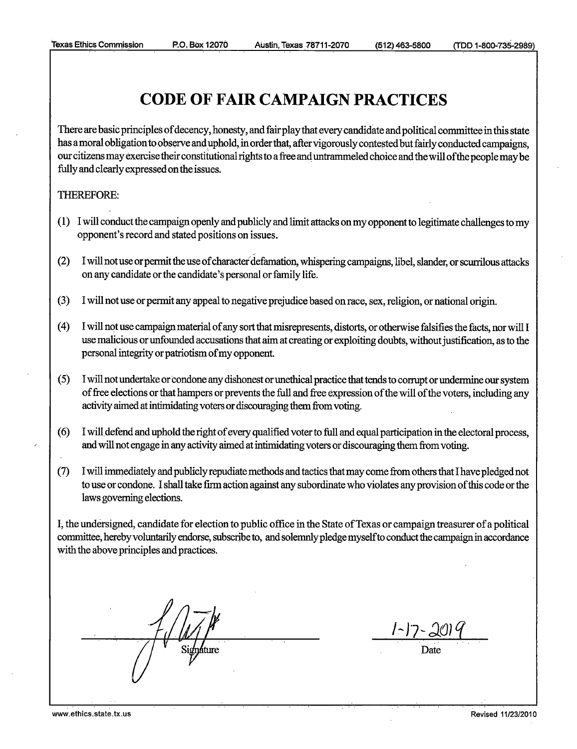# CODE OF FAIR CAMPAIGN PRACTICES

There are basic principles of decency, honesty, and fair play that every candidate and political committee in this state has a moral obligation to observe and uphold, in order that, after vigorously contested but fairly conducted campaigns, our citizens may exercise their constitutional rights to a free and untrammeled choice and the will of the people may be fully and clearly expressed on the issues.

THEREFORE:

(1) I will conduct the campaign openly and publicly and limit attacks on my opponent to legitimate challenges to my opponent's record and stated positions on issues.

(2) I will not use or permit the use of character defamation, whispering campaigns, libel, slander, or scurrilous attacks on any candidate or the candidate's personal or family life.

(3) I will not use or permit any appeal to negative prejudice based on race, sex, religion, or national origin.

(4) I will not use campaign material of any sort that misrepresents, distorts, or otherwise falsifies the facts, nor will I use malicious or unfounded accusations that aim at creating or exploiting doubts, without justification, as to the personal integrity or patriotism of my opponent.

(5) I will not undertake or condone any dishonest or unethical practice that tends to corrupt or undermine our system of free elections or that hampers or prevents the full and free expression of the will of the voters, including any activity aimed at intimidating voters or discouraging them from voting.

(6) I will defend and uphold the right of every qualified voter to full and equal participation in the electoral process, and will not engage in any activity aimed at intimidating voters or discouraging them from voting.

(7) I will immediately and publicly repudiate methods and tactics that may come from others that I have pledged not to use or condone. I shall take firm action against any subordinate who violates any provision of this code or the laws governing elections.

I, the undersigned, candidate for election to public office in the State of Texas or campaign treasurer of a political committee, hereby voluntarily endorse, subscribe to, and solemnly pledge myself to conduct the campaign in accordance with the above principles and practices.

Signature: [signature]

Date: 1-17-2019

Revised 11/23/2010